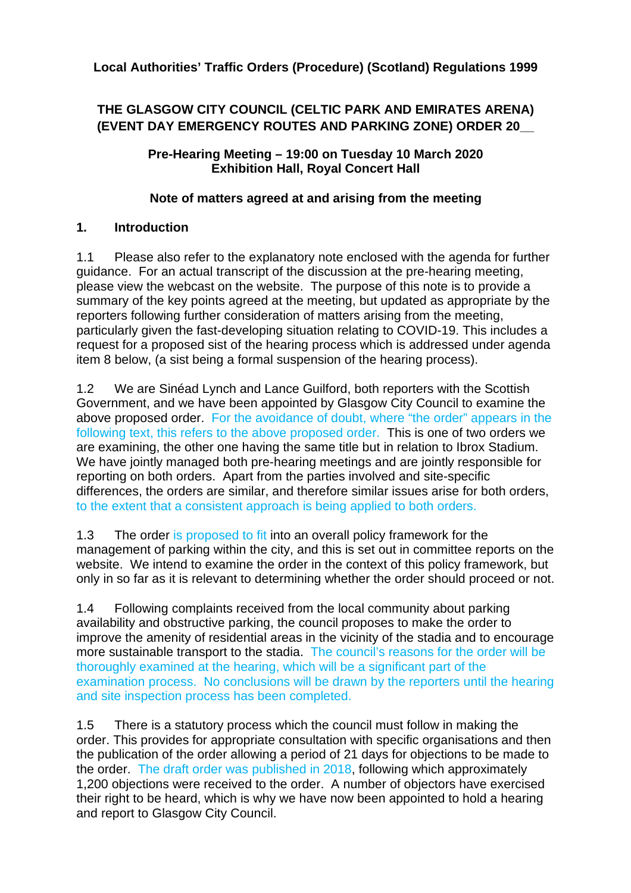**Local Authorities' Traffic Orders (Procedure) (Scotland) Regulations 1999**

**THE GLASGOW CITY COUNCIL (CELTIC PARK AND EMIRATES ARENA) (EVENT DAY EMERGENCY ROUTES AND PARKING ZONE) ORDER 20__**

**Pre-Hearing Meeting – 19:00 on Tuesday 10 March 2020**
**Exhibition Hall, Royal Concert Hall**

**Note of matters agreed at and arising from the meeting**

## 1. Introduction

1.1 Please also refer to the explanatory note enclosed with the agenda for further guidance. For an actual transcript of the discussion at the pre-hearing meeting, please view the webcast on the website. The purpose of this note is to provide a summary of the key points agreed at the meeting, but updated as appropriate by the reporters following further consideration of matters arising from the meeting, particularly given the fast-developing situation relating to COVID-19. This includes a request for a proposed sist of the hearing process which is addressed under agenda item 8 below, (a sist being a formal suspension of the hearing process).

1.2 We are Sinéad Lynch and Lance Guilford, both reporters with the Scottish Government, and we have been appointed by Glasgow City Council to examine the above proposed order. For the avoidance of doubt, where "the order" appears in the following text, this refers to the above proposed order. This is one of two orders we are examining, the other one having the same title but in relation to Ibrox Stadium. We have jointly managed both pre-hearing meetings and are jointly responsible for reporting on both orders. Apart from the parties involved and site-specific differences, the orders are similar, and therefore similar issues arise for both orders, to the extent that a consistent approach is being applied to both orders.

1.3 The order is proposed to fit into an overall policy framework for the management of parking within the city, and this is set out in committee reports on the website. We intend to examine the order in the context of this policy framework, but only in so far as it is relevant to determining whether the order should proceed or not.

1.4 Following complaints received from the local community about parking availability and obstructive parking, the council proposes to make the order to improve the amenity of residential areas in the vicinity of the stadia and to encourage more sustainable transport to the stadia. The council's reasons for the order will be thoroughly examined at the hearing, which will be a significant part of the examination process. No conclusions will be drawn by the reporters until the hearing and site inspection process has been completed.

1.5 There is a statutory process which the council must follow in making the order. This provides for appropriate consultation with specific organisations and then the publication of the order allowing a period of 21 days for objections to be made to the order. The draft order was published in 2018, following which approximately 1,200 objections were received to the order. A number of objectors have exercised their right to be heard, which is why we have now been appointed to hold a hearing and report to Glasgow City Council.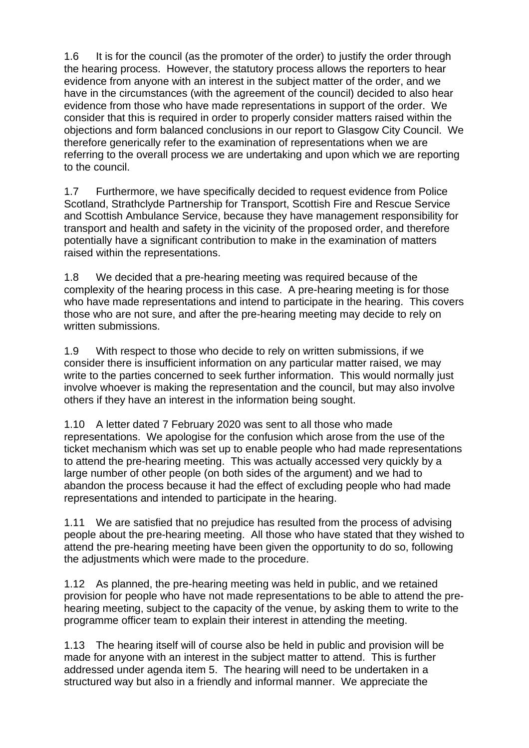1.6 It is for the council (as the promoter of the order) to justify the order through the hearing process. However, the statutory process allows the reporters to hear evidence from anyone with an interest in the subject matter of the order, and we have in the circumstances (with the agreement of the council) decided to also hear evidence from those who have made representations in support of the order. We consider that this is required in order to properly consider matters raised within the objections and form balanced conclusions in our report to Glasgow City Council. We therefore generically refer to the examination of representations when we are referring to the overall process we are undertaking and upon which we are reporting to the council.

1.7 Furthermore, we have specifically decided to request evidence from Police Scotland, Strathclyde Partnership for Transport, Scottish Fire and Rescue Service and Scottish Ambulance Service, because they have management responsibility for transport and health and safety in the vicinity of the proposed order, and therefore potentially have a significant contribution to make in the examination of matters raised within the representations.

1.8 We decided that a pre-hearing meeting was required because of the complexity of the hearing process in this case. A pre-hearing meeting is for those who have made representations and intend to participate in the hearing. This covers those who are not sure, and after the pre-hearing meeting may decide to rely on written submissions.

1.9 With respect to those who decide to rely on written submissions, if we consider there is insufficient information on any particular matter raised, we may write to the parties concerned to seek further information. This would normally just involve whoever is making the representation and the council, but may also involve others if they have an interest in the information being sought.

1.10 A letter dated 7 February 2020 was sent to all those who made representations. We apologise for the confusion which arose from the use of the ticket mechanism which was set up to enable people who had made representations to attend the pre-hearing meeting. This was actually accessed very quickly by a large number of other people (on both sides of the argument) and we had to abandon the process because it had the effect of excluding people who had made representations and intended to participate in the hearing.

1.11 We are satisfied that no prejudice has resulted from the process of advising people about the pre-hearing meeting. All those who have stated that they wished to attend the pre-hearing meeting have been given the opportunity to do so, following the adjustments which were made to the procedure.

1.12 As planned, the pre-hearing meeting was held in public, and we retained provision for people who have not made representations to be able to attend the pre-hearing meeting, subject to the capacity of the venue, by asking them to write to the programme officer team to explain their interest in attending the meeting.

1.13 The hearing itself will of course also be held in public and provision will be made for anyone with an interest in the subject matter to attend. This is further addressed under agenda item 5. The hearing will need to be undertaken in a structured way but also in a friendly and informal manner. We appreciate the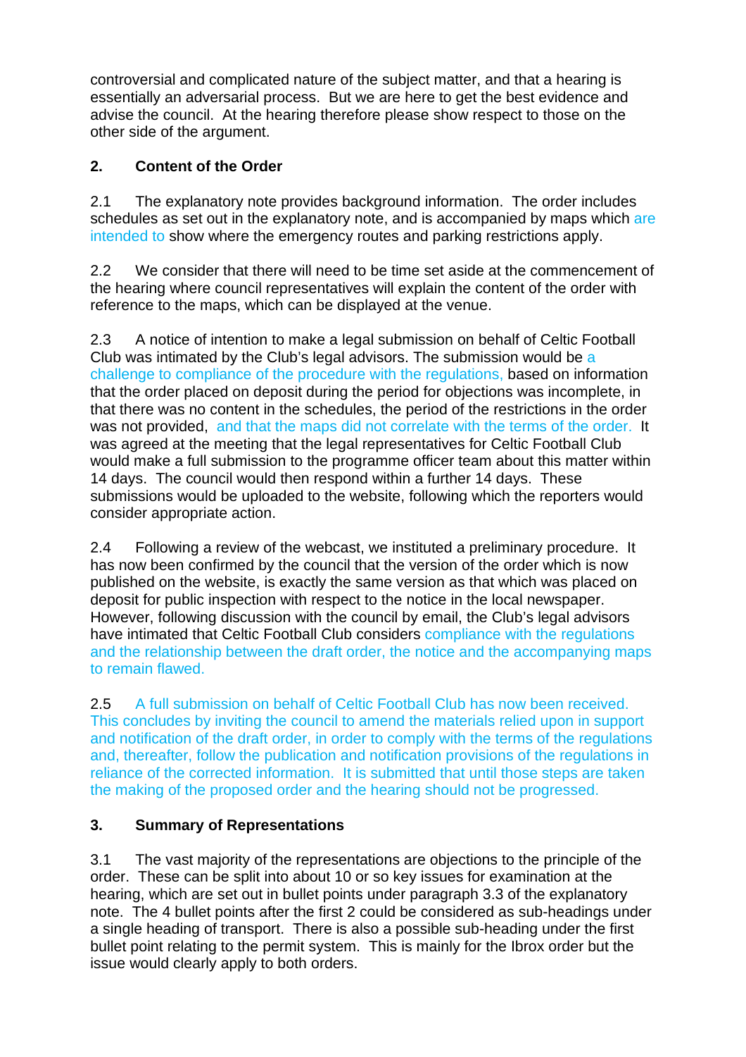controversial and complicated nature of the subject matter, and that a hearing is essentially an adversarial process. But we are here to get the best evidence and advise the council. At the hearing therefore please show respect to those on the other side of the argument.

## 2. Content of the Order

2.1 The explanatory note provides background information. The order includes schedules as set out in the explanatory note, and is accompanied by maps which are intended to show where the emergency routes and parking restrictions apply.

2.2 We consider that there will need to be time set aside at the commencement of the hearing where council representatives will explain the content of the order with reference to the maps, which can be displayed at the venue.

2.3 A notice of intention to make a legal submission on behalf of Celtic Football Club was intimated by the Club's legal advisors. The submission would be a challenge to compliance of the procedure with the regulations, based on information that the order placed on deposit during the period for objections was incomplete, in that there was no content in the schedules, the period of the restrictions in the order was not provided, and that the maps did not correlate with the terms of the order. It was agreed at the meeting that the legal representatives for Celtic Football Club would make a full submission to the programme officer team about this matter within 14 days. The council would then respond within a further 14 days. These submissions would be uploaded to the website, following which the reporters would consider appropriate action.

2.4 Following a review of the webcast, we instituted a preliminary procedure. It has now been confirmed by the council that the version of the order which is now published on the website, is exactly the same version as that which was placed on deposit for public inspection with respect to the notice in the local newspaper. However, following discussion with the council by email, the Club's legal advisors have intimated that Celtic Football Club considers compliance with the regulations and the relationship between the draft order, the notice and the accompanying maps to remain flawed.

2.5 A full submission on behalf of Celtic Football Club has now been received. This concludes by inviting the council to amend the materials relied upon in support and notification of the draft order, in order to comply with the terms of the regulations and, thereafter, follow the publication and notification provisions of the regulations in reliance of the corrected information. It is submitted that until those steps are taken the making of the proposed order and the hearing should not be progressed.

## 3. Summary of Representations

3.1 The vast majority of the representations are objections to the principle of the order. These can be split into about 10 or so key issues for examination at the hearing, which are set out in bullet points under paragraph 3.3 of the explanatory note. The 4 bullet points after the first 2 could be considered as sub-headings under a single heading of transport. There is also a possible sub-heading under the first bullet point relating to the permit system. This is mainly for the Ibrox order but the issue would clearly apply to both orders.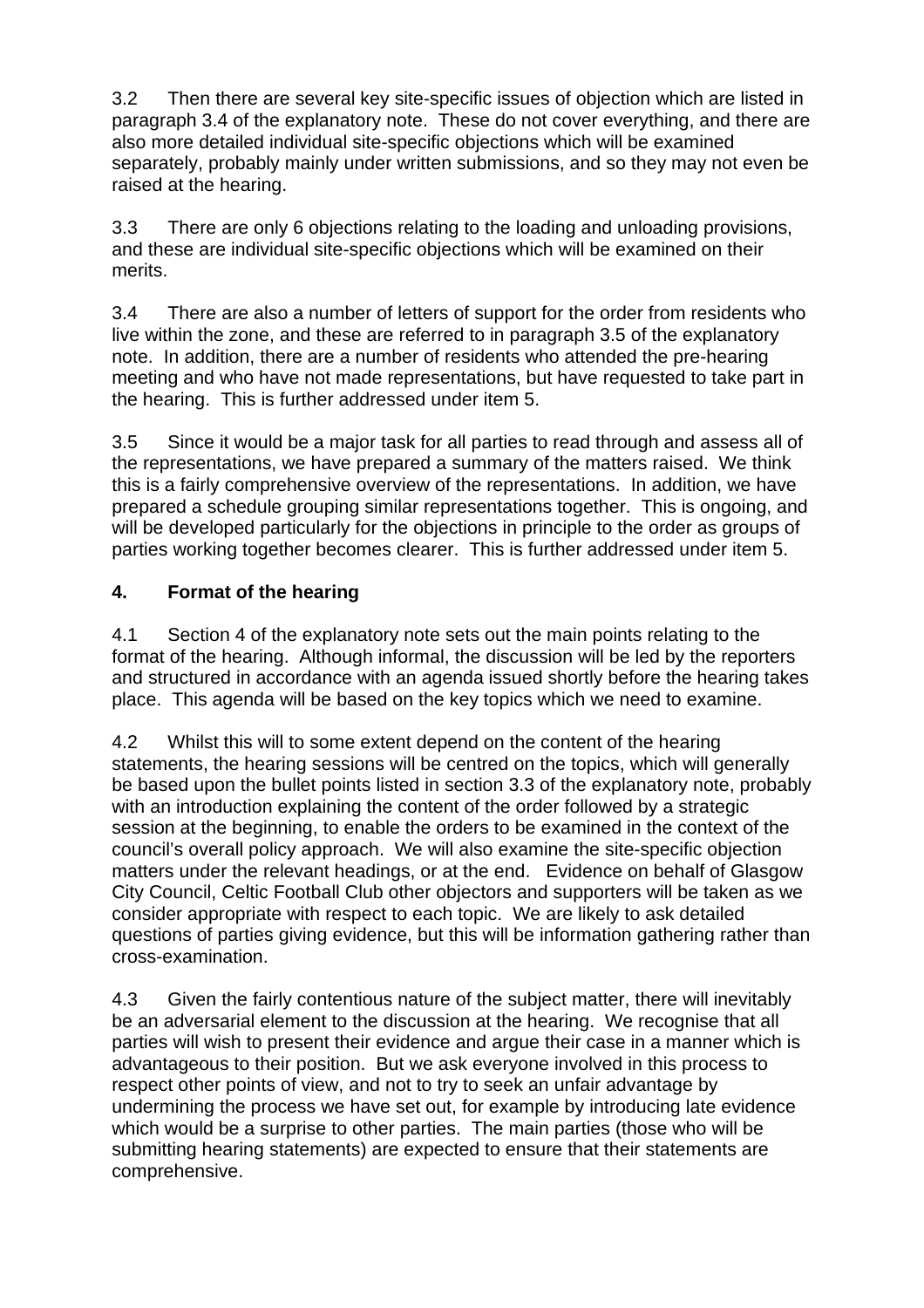3.2 Then there are several key site-specific issues of objection which are listed in paragraph 3.4 of the explanatory note. These do not cover everything, and there are also more detailed individual site-specific objections which will be examined separately, probably mainly under written submissions, and so they may not even be raised at the hearing.

3.3 There are only 6 objections relating to the loading and unloading provisions, and these are individual site-specific objections which will be examined on their merits.

3.4 There are also a number of letters of support for the order from residents who live within the zone, and these are referred to in paragraph 3.5 of the explanatory note. In addition, there are a number of residents who attended the pre-hearing meeting and who have not made representations, but have requested to take part in the hearing. This is further addressed under item 5.

3.5 Since it would be a major task for all parties to read through and assess all of the representations, we have prepared a summary of the matters raised. We think this is a fairly comprehensive overview of the representations. In addition, we have prepared a schedule grouping similar representations together. This is ongoing, and will be developed particularly for the objections in principle to the order as groups of parties working together becomes clearer. This is further addressed under item 5.

## 4. Format of the hearing

4.1 Section 4 of the explanatory note sets out the main points relating to the format of the hearing. Although informal, the discussion will be led by the reporters and structured in accordance with an agenda issued shortly before the hearing takes place. This agenda will be based on the key topics which we need to examine.

4.2 Whilst this will to some extent depend on the content of the hearing statements, the hearing sessions will be centred on the topics, which will generally be based upon the bullet points listed in section 3.3 of the explanatory note, probably with an introduction explaining the content of the order followed by a strategic session at the beginning, to enable the orders to be examined in the context of the council's overall policy approach. We will also examine the site-specific objection matters under the relevant headings, or at the end. Evidence on behalf of Glasgow City Council, Celtic Football Club other objectors and supporters will be taken as we consider appropriate with respect to each topic. We are likely to ask detailed questions of parties giving evidence, but this will be information gathering rather than cross-examination.

4.3 Given the fairly contentious nature of the subject matter, there will inevitably be an adversarial element to the discussion at the hearing. We recognise that all parties will wish to present their evidence and argue their case in a manner which is advantageous to their position. But we ask everyone involved in this process to respect other points of view, and not to try to seek an unfair advantage by undermining the process we have set out, for example by introducing late evidence which would be a surprise to other parties. The main parties (those who will be submitting hearing statements) are expected to ensure that their statements are comprehensive.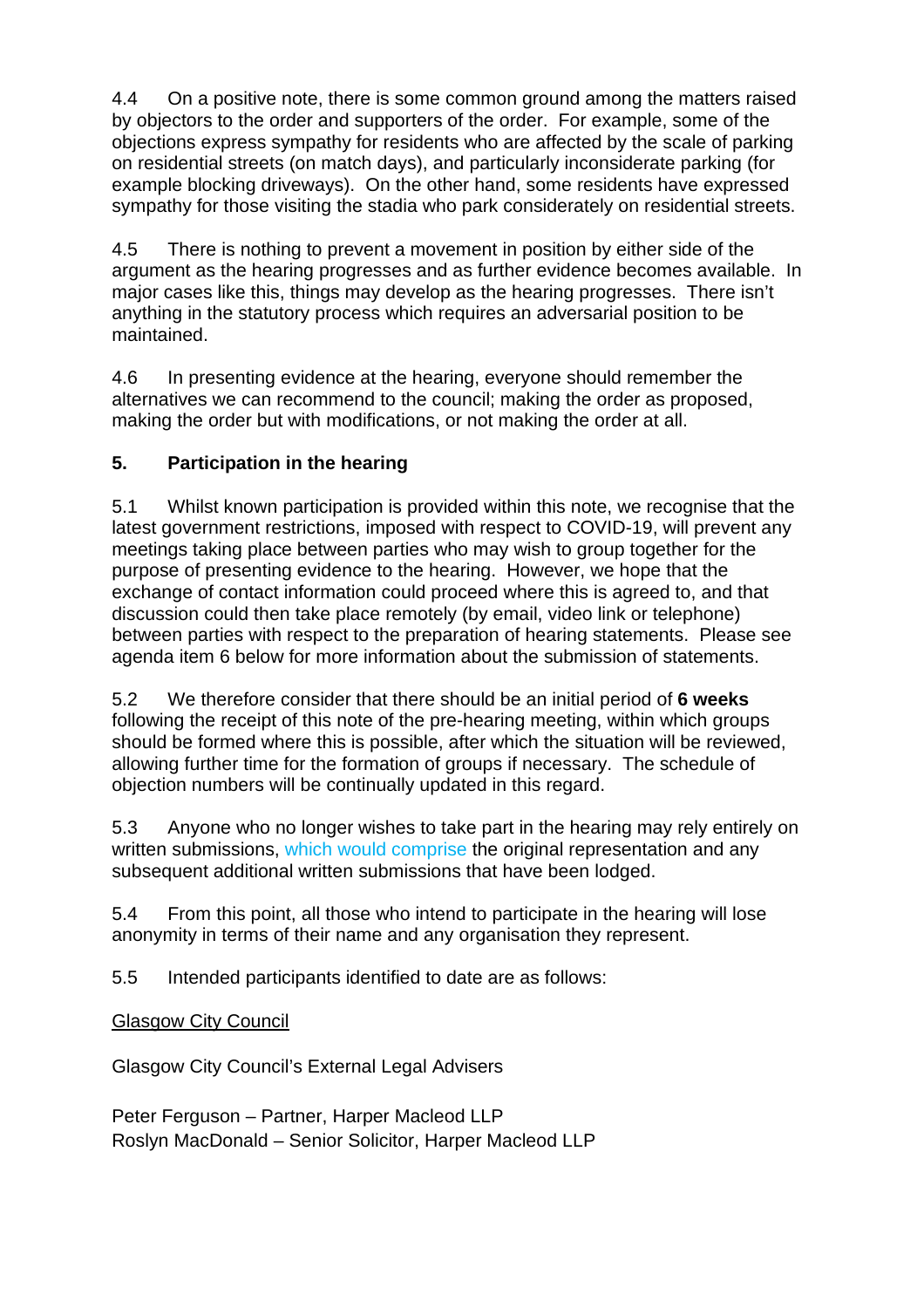4.4 On a positive note, there is some common ground among the matters raised by objectors to the order and supporters of the order. For example, some of the objections express sympathy for residents who are affected by the scale of parking on residential streets (on match days), and particularly inconsiderate parking (for example blocking driveways). On the other hand, some residents have expressed sympathy for those visiting the stadia who park considerately on residential streets.

4.5 There is nothing to prevent a movement in position by either side of the argument as the hearing progresses and as further evidence becomes available. In major cases like this, things may develop as the hearing progresses. There isn't anything in the statutory process which requires an adversarial position to be maintained.

4.6 In presenting evidence at the hearing, everyone should remember the alternatives we can recommend to the council; making the order as proposed, making the order but with modifications, or not making the order at all.

## 5. Participation in the hearing

5.1 Whilst known participation is provided within this note, we recognise that the latest government restrictions, imposed with respect to COVID-19, will prevent any meetings taking place between parties who may wish to group together for the purpose of presenting evidence to the hearing. However, we hope that the exchange of contact information could proceed where this is agreed to, and that discussion could then take place remotely (by email, video link or telephone) between parties with respect to the preparation of hearing statements. Please see agenda item 6 below for more information about the submission of statements.

5.2 We therefore consider that there should be an initial period of **6 weeks** following the receipt of this note of the pre-hearing meeting, within which groups should be formed where this is possible, after which the situation will be reviewed, allowing further time for the formation of groups if necessary. The schedule of objection numbers will be continually updated in this regard.

5.3 Anyone who no longer wishes to take part in the hearing may rely entirely on written submissions, which would comprise the original representation and any subsequent additional written submissions that have been lodged.

5.4 From this point, all those who intend to participate in the hearing will lose anonymity in terms of their name and any organisation they represent.

5.5 Intended participants identified to date are as follows:

Glasgow City Council

Glasgow City Council's External Legal Advisers

Peter Ferguson – Partner, Harper Macleod LLP
Roslyn MacDonald – Senior Solicitor, Harper Macleod LLP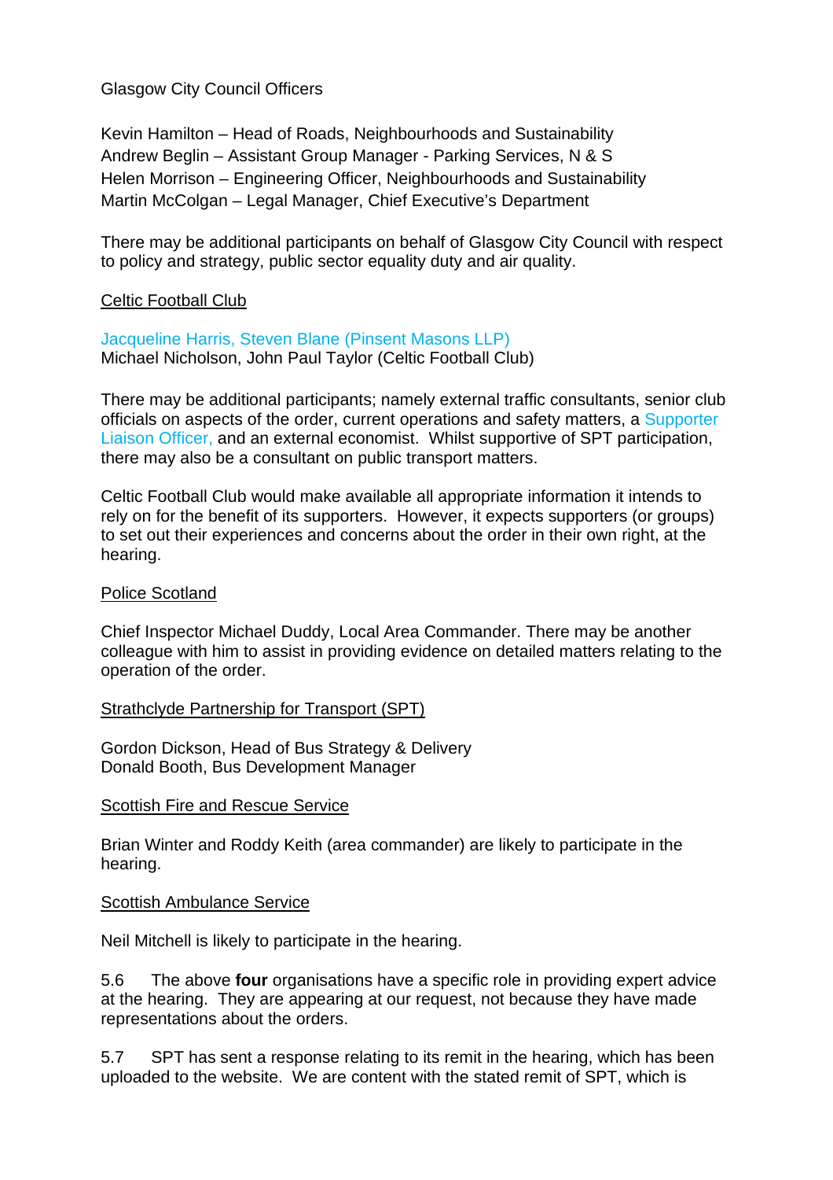Glasgow City Council Officers

Kevin Hamilton – Head of Roads, Neighbourhoods and Sustainability
Andrew Beglin – Assistant Group Manager - Parking Services, N & S
Helen Morrison – Engineering Officer, Neighbourhoods and Sustainability
Martin McColgan – Legal Manager, Chief Executive's Department

There may be additional participants on behalf of Glasgow City Council with respect to policy and strategy, public sector equality duty and air quality.

<u>Celtic Football Club</u>

Jacqueline Harris, Steven Blane (Pinsent Masons LLP)
Michael Nicholson, John Paul Taylor (Celtic Football Club)

There may be additional participants; namely external traffic consultants, senior club officials on aspects of the order, current operations and safety matters, a Supporter Liaison Officer, and an external economist. Whilst supportive of SPT participation, there may also be a consultant on public transport matters.

Celtic Football Club would make available all appropriate information it intends to rely on for the benefit of its supporters. However, it expects supporters (or groups) to set out their experiences and concerns about the order in their own right, at the hearing.

<u>Police Scotland</u>

Chief Inspector Michael Duddy, Local Area Commander. There may be another colleague with him to assist in providing evidence on detailed matters relating to the operation of the order.

<u>Strathclyde Partnership for Transport (SPT)</u>

Gordon Dickson, Head of Bus Strategy & Delivery
Donald Booth, Bus Development Manager

<u>Scottish Fire and Rescue Service</u>

Brian Winter and Roddy Keith (area commander) are likely to participate in the hearing.

<u>Scottish Ambulance Service</u>

Neil Mitchell is likely to participate in the hearing.

5.6 The above **four** organisations have a specific role in providing expert advice at the hearing. They are appearing at our request, not because they have made representations about the orders.

5.7 SPT has sent a response relating to its remit in the hearing, which has been uploaded to the website. We are content with the stated remit of SPT, which is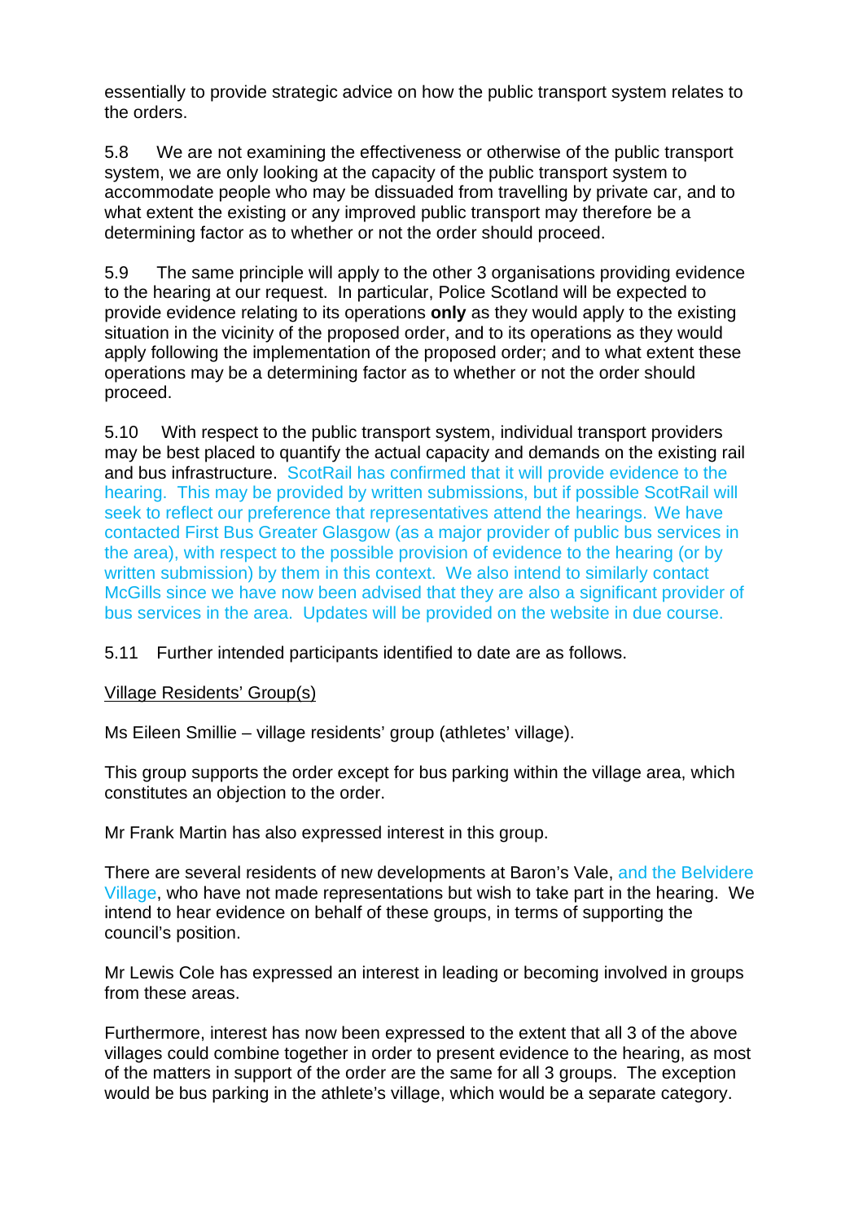essentially to provide strategic advice on how the public transport system relates to the orders.

5.8 We are not examining the effectiveness or otherwise of the public transport system, we are only looking at the capacity of the public transport system to accommodate people who may be dissuaded from travelling by private car, and to what extent the existing or any improved public transport may therefore be a determining factor as to whether or not the order should proceed.

5.9 The same principle will apply to the other 3 organisations providing evidence to the hearing at our request. In particular, Police Scotland will be expected to provide evidence relating to its operations **only** as they would apply to the existing situation in the vicinity of the proposed order, and to its operations as they would apply following the implementation of the proposed order; and to what extent these operations may be a determining factor as to whether or not the order should proceed.

5.10 With respect to the public transport system, individual transport providers may be best placed to quantify the actual capacity and demands on the existing rail and bus infrastructure. ScotRail has confirmed that it will provide evidence to the hearing. This may be provided by written submissions, but if possible ScotRail will seek to reflect our preference that representatives attend the hearings. We have contacted First Bus Greater Glasgow (as a major provider of public bus services in the area), with respect to the possible provision of evidence to the hearing (or by written submission) by them in this context. We also intend to similarly contact McGills since we have now been advised that they are also a significant provider of bus services in the area. Updates will be provided on the website in due course.

5.11 Further intended participants identified to date are as follows.

Village Residents' Group(s)

Ms Eileen Smillie – village residents' group (athletes' village).

This group supports the order except for bus parking within the village area, which constitutes an objection to the order.

Mr Frank Martin has also expressed interest in this group.

There are several residents of new developments at Baron's Vale, and the Belvidere Village, who have not made representations but wish to take part in the hearing. We intend to hear evidence on behalf of these groups, in terms of supporting the council's position.

Mr Lewis Cole has expressed an interest in leading or becoming involved in groups from these areas.

Furthermore, interest has now been expressed to the extent that all 3 of the above villages could combine together in order to present evidence to the hearing, as most of the matters in support of the order are the same for all 3 groups. The exception would be bus parking in the athlete's village, which would be a separate category.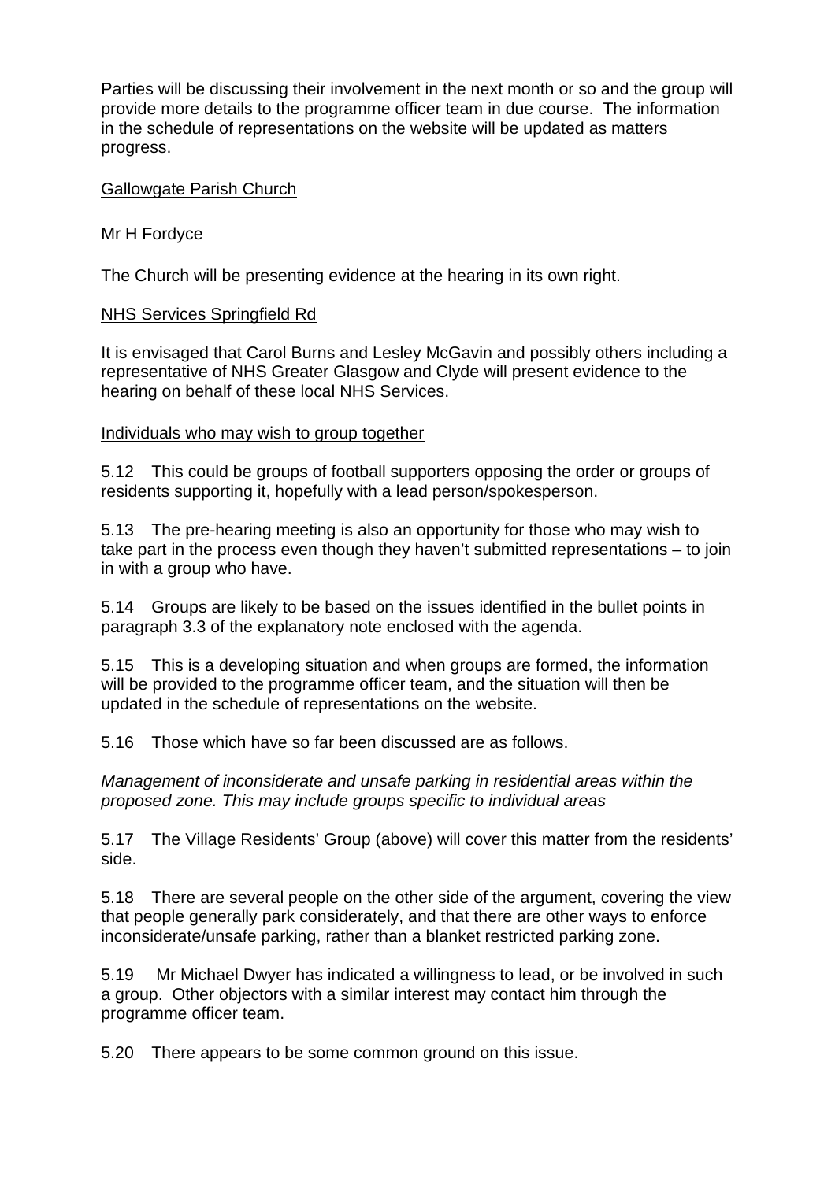Parties will be discussing their involvement in the next month or so and the group will provide more details to the programme officer team in due course. The information in the schedule of representations on the website will be updated as matters progress.

<u>Gallowgate Parish Church</u>

Mr H Fordyce

The Church will be presenting evidence at the hearing in its own right.

<u>NHS Services Springfield Rd</u>

It is envisaged that Carol Burns and Lesley McGavin and possibly others including a representative of NHS Greater Glasgow and Clyde will present evidence to the hearing on behalf of these local NHS Services.

<u>Individuals who may wish to group together</u>

5.12 This could be groups of football supporters opposing the order or groups of residents supporting it, hopefully with a lead person/spokesperson.

5.13 The pre-hearing meeting is also an opportunity for those who may wish to take part in the process even though they haven't submitted representations – to join in with a group who have.

5.14 Groups are likely to be based on the issues identified in the bullet points in paragraph 3.3 of the explanatory note enclosed with the agenda.

5.15 This is a developing situation and when groups are formed, the information will be provided to the programme officer team, and the situation will then be updated in the schedule of representations on the website.

5.16 Those which have so far been discussed are as follows.

*Management of inconsiderate and unsafe parking in residential areas within the proposed zone. This may include groups specific to individual areas*

5.17 The Village Residents' Group (above) will cover this matter from the residents' side.

5.18 There are several people on the other side of the argument, covering the view that people generally park considerately, and that there are other ways to enforce inconsiderate/unsafe parking, rather than a blanket restricted parking zone.

5.19 Mr Michael Dwyer has indicated a willingness to lead, or be involved in such a group. Other objectors with a similar interest may contact him through the programme officer team.

5.20 There appears to be some common ground on this issue.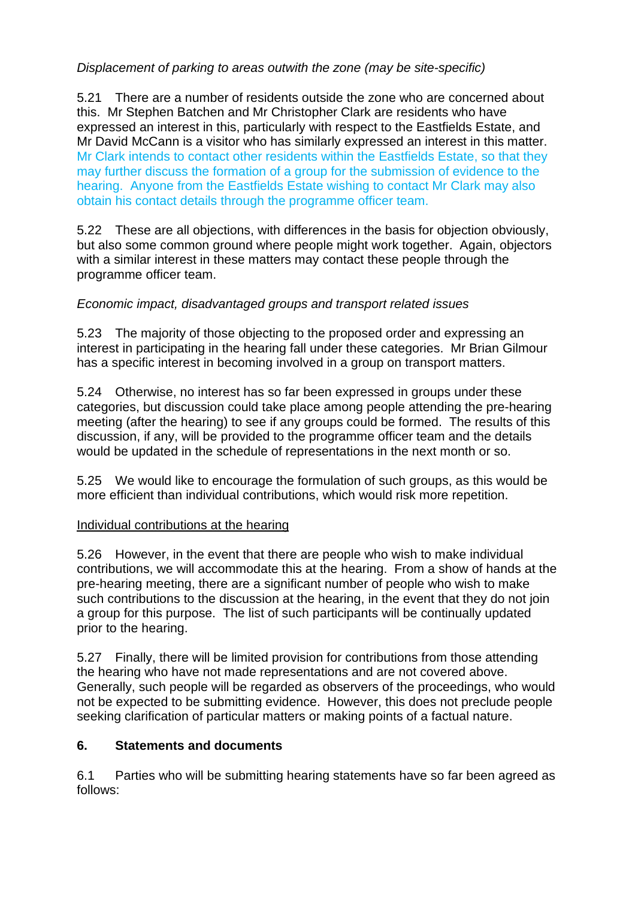*Displacement of parking to areas outwith the zone (may be site-specific)*

5.21 There are a number of residents outside the zone who are concerned about this. Mr Stephen Batchen and Mr Christopher Clark are residents who have expressed an interest in this, particularly with respect to the Eastfields Estate, and Mr David McCann is a visitor who has similarly expressed an interest in this matter. Mr Clark intends to contact other residents within the Eastfields Estate, so that they may further discuss the formation of a group for the submission of evidence to the hearing. Anyone from the Eastfields Estate wishing to contact Mr Clark may also obtain his contact details through the programme officer team.

5.22 These are all objections, with differences in the basis for objection obviously, but also some common ground where people might work together. Again, objectors with a similar interest in these matters may contact these people through the programme officer team.

*Economic impact, disadvantaged groups and transport related issues*

5.23 The majority of those objecting to the proposed order and expressing an interest in participating in the hearing fall under these categories. Mr Brian Gilmour has a specific interest in becoming involved in a group on transport matters.

5.24 Otherwise, no interest has so far been expressed in groups under these categories, but discussion could take place among people attending the pre-hearing meeting (after the hearing) to see if any groups could be formed. The results of this discussion, if any, will be provided to the programme officer team and the details would be updated in the schedule of representations in the next month or so.

5.25 We would like to encourage the formulation of such groups, as this would be more efficient than individual contributions, which would risk more repetition.

<u>Individual contributions at the hearing</u>

5.26 However, in the event that there are people who wish to make individual contributions, we will accommodate this at the hearing. From a show of hands at the pre-hearing meeting, there are a significant number of people who wish to make such contributions to the discussion at the hearing, in the event that they do not join a group for this purpose. The list of such participants will be continually updated prior to the hearing.

5.27 Finally, there will be limited provision for contributions from those attending the hearing who have not made representations and are not covered above. Generally, such people will be regarded as observers of the proceedings, who would not be expected to be submitting evidence. However, this does not preclude people seeking clarification of particular matters or making points of a factual nature.

## 6. Statements and documents

6.1 Parties who will be submitting hearing statements have so far been agreed as follows: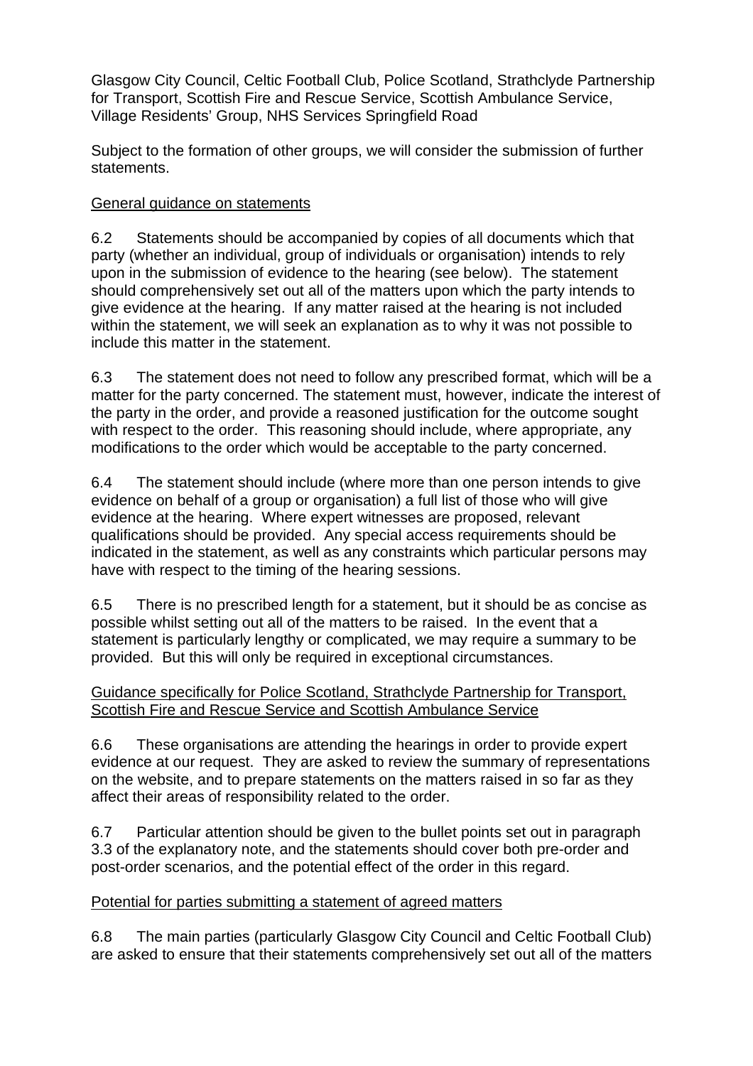Glasgow City Council, Celtic Football Club, Police Scotland, Strathclyde Partnership for Transport, Scottish Fire and Rescue Service, Scottish Ambulance Service, Village Residents' Group, NHS Services Springfield Road

Subject to the formation of other groups, we will consider the submission of further statements.

General guidance on statements

6.2 Statements should be accompanied by copies of all documents which that party (whether an individual, group of individuals or organisation) intends to rely upon in the submission of evidence to the hearing (see below). The statement should comprehensively set out all of the matters upon which the party intends to give evidence at the hearing. If any matter raised at the hearing is not included within the statement, we will seek an explanation as to why it was not possible to include this matter in the statement.

6.3 The statement does not need to follow any prescribed format, which will be a matter for the party concerned. The statement must, however, indicate the interest of the party in the order, and provide a reasoned justification for the outcome sought with respect to the order. This reasoning should include, where appropriate, any modifications to the order which would be acceptable to the party concerned.

6.4 The statement should include (where more than one person intends to give evidence on behalf of a group or organisation) a full list of those who will give evidence at the hearing. Where expert witnesses are proposed, relevant qualifications should be provided. Any special access requirements should be indicated in the statement, as well as any constraints which particular persons may have with respect to the timing of the hearing sessions.

6.5 There is no prescribed length for a statement, but it should be as concise as possible whilst setting out all of the matters to be raised. In the event that a statement is particularly lengthy or complicated, we may require a summary to be provided. But this will only be required in exceptional circumstances.

Guidance specifically for Police Scotland, Strathclyde Partnership for Transport, Scottish Fire and Rescue Service and Scottish Ambulance Service

6.6 These organisations are attending the hearings in order to provide expert evidence at our request. They are asked to review the summary of representations on the website, and to prepare statements on the matters raised in so far as they affect their areas of responsibility related to the order.

6.7 Particular attention should be given to the bullet points set out in paragraph 3.3 of the explanatory note, and the statements should cover both pre-order and post-order scenarios, and the potential effect of the order in this regard.

Potential for parties submitting a statement of agreed matters

6.8 The main parties (particularly Glasgow City Council and Celtic Football Club) are asked to ensure that their statements comprehensively set out all of the matters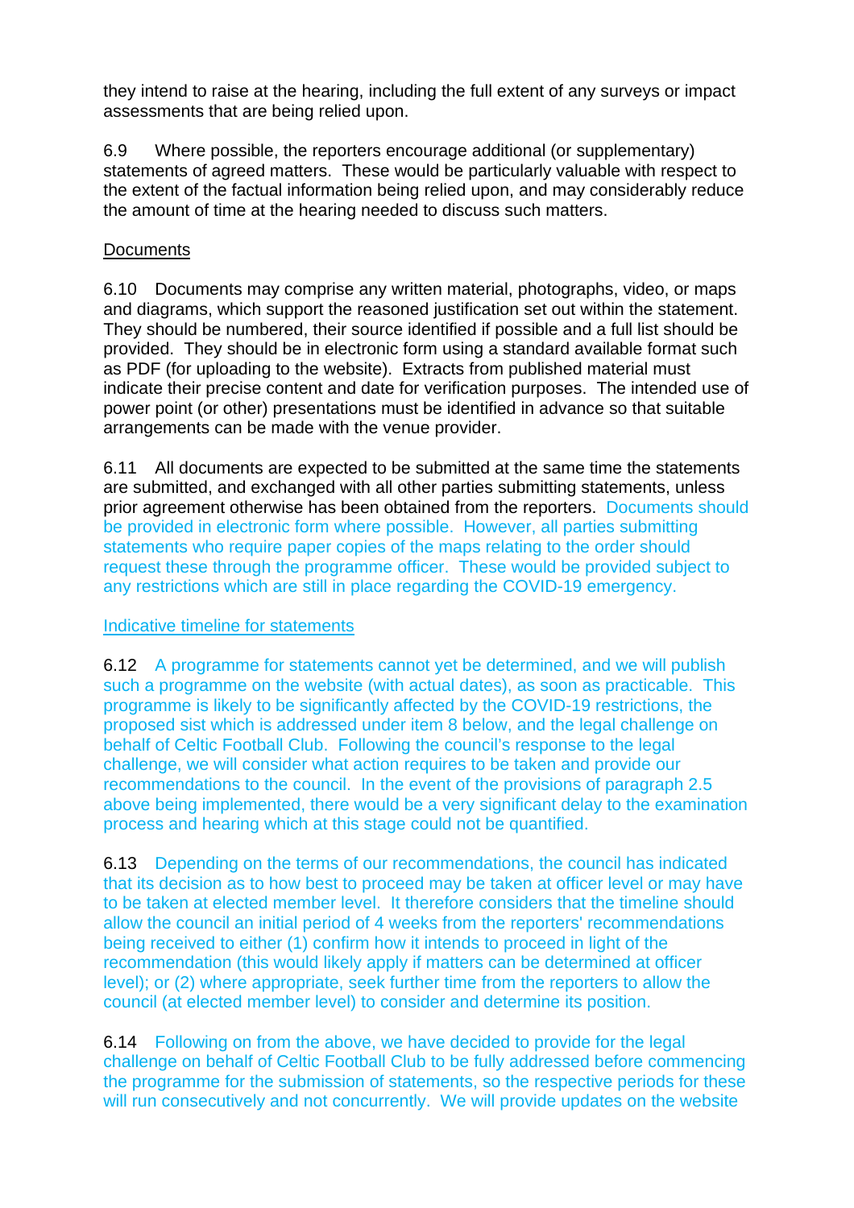they intend to raise at the hearing, including the full extent of any surveys or impact assessments that are being relied upon.

6.9 Where possible, the reporters encourage additional (or supplementary) statements of agreed matters. These would be particularly valuable with respect to the extent of the factual information being relied upon, and may considerably reduce the amount of time at the hearing needed to discuss such matters.

Documents

6.10 Documents may comprise any written material, photographs, video, or maps and diagrams, which support the reasoned justification set out within the statement. They should be numbered, their source identified if possible and a full list should be provided. They should be in electronic form using a standard available format such as PDF (for uploading to the website). Extracts from published material must indicate their precise content and date for verification purposes. The intended use of power point (or other) presentations must be identified in advance so that suitable arrangements can be made with the venue provider.

6.11 All documents are expected to be submitted at the same time the statements are submitted, and exchanged with all other parties submitting statements, unless prior agreement otherwise has been obtained from the reporters. Documents should be provided in electronic form where possible. However, all parties submitting statements who require paper copies of the maps relating to the order should request these through the programme officer. These would be provided subject to any restrictions which are still in place regarding the COVID-19 emergency.

Indicative timeline for statements

6.12 A programme for statements cannot yet be determined, and we will publish such a programme on the website (with actual dates), as soon as practicable. This programme is likely to be significantly affected by the COVID-19 restrictions, the proposed sist which is addressed under item 8 below, and the legal challenge on behalf of Celtic Football Club. Following the council's response to the legal challenge, we will consider what action requires to be taken and provide our recommendations to the council. In the event of the provisions of paragraph 2.5 above being implemented, there would be a very significant delay to the examination process and hearing which at this stage could not be quantified.

6.13 Depending on the terms of our recommendations, the council has indicated that its decision as to how best to proceed may be taken at officer level or may have to be taken at elected member level. It therefore considers that the timeline should allow the council an initial period of 4 weeks from the reporters' recommendations being received to either (1) confirm how it intends to proceed in light of the recommendation (this would likely apply if matters can be determined at officer level); or (2) where appropriate, seek further time from the reporters to allow the council (at elected member level) to consider and determine its position.

6.14 Following on from the above, we have decided to provide for the legal challenge on behalf of Celtic Football Club to be fully addressed before commencing the programme for the submission of statements, so the respective periods for these will run consecutively and not concurrently. We will provide updates on the website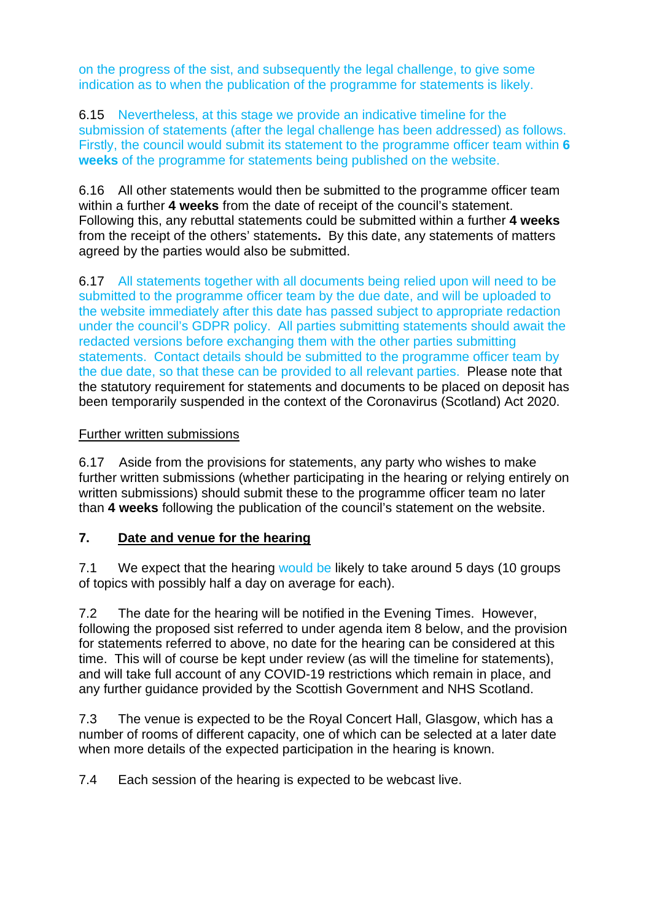on the progress of the sist, and subsequently the legal challenge, to give some indication as to when the publication of the programme for statements is likely.

6.15 Nevertheless, at this stage we provide an indicative timeline for the submission of statements (after the legal challenge has been addressed) as follows. Firstly, the council would submit its statement to the programme officer team within **6 weeks** of the programme for statements being published on the website.

6.16 All other statements would then be submitted to the programme officer team within a further **4 weeks** from the date of receipt of the council's statement. Following this, any rebuttal statements could be submitted within a further **4 weeks** from the receipt of the others' statements**.** By this date, any statements of matters agreed by the parties would also be submitted.

6.17 All statements together with all documents being relied upon will need to be submitted to the programme officer team by the due date, and will be uploaded to the website immediately after this date has passed subject to appropriate redaction under the council's GDPR policy. All parties submitting statements should await the redacted versions before exchanging them with the other parties submitting statements. Contact details should be submitted to the programme officer team by the due date, so that these can be provided to all relevant parties. Please note that the statutory requirement for statements and documents to be placed on deposit has been temporarily suspended in the context of the Coronavirus (Scotland) Act 2020.

<u>Further written submissions</u>

6.17 Aside from the provisions for statements, any party who wishes to make further written submissions (whether participating in the hearing or relying entirely on written submissions) should submit these to the programme officer team no later than **4 weeks** following the publication of the council's statement on the website.

## 7. <u>Date and venue for the hearing</u>

7.1 We expect that the hearing would be likely to take around 5 days (10 groups of topics with possibly half a day on average for each).

7.2 The date for the hearing will be notified in the Evening Times. However, following the proposed sist referred to under agenda item 8 below, and the provision for statements referred to above, no date for the hearing can be considered at this time. This will of course be kept under review (as will the timeline for statements), and will take full account of any COVID-19 restrictions which remain in place, and any further guidance provided by the Scottish Government and NHS Scotland.

7.3 The venue is expected to be the Royal Concert Hall, Glasgow, which has a number of rooms of different capacity, one of which can be selected at a later date when more details of the expected participation in the hearing is known.

7.4 Each session of the hearing is expected to be webcast live.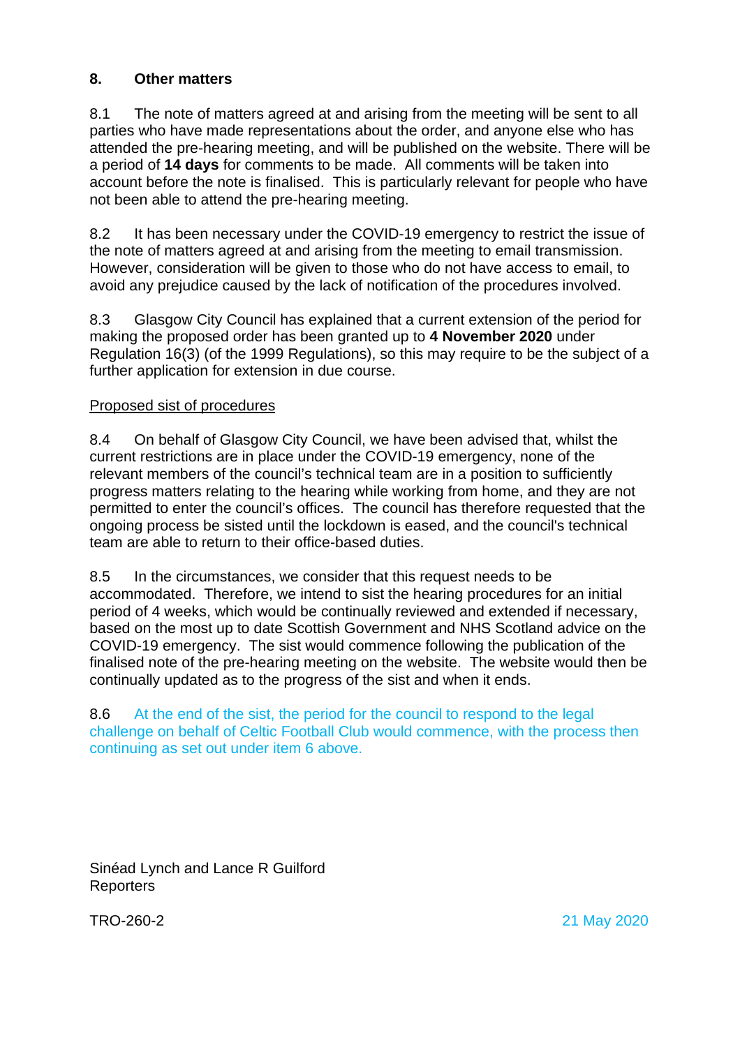## 8. Other matters

8.1 The note of matters agreed at and arising from the meeting will be sent to all parties who have made representations about the order, and anyone else who has attended the pre-hearing meeting, and will be published on the website. There will be a period of **14 days** for comments to be made. All comments will be taken into account before the note is finalised. This is particularly relevant for people who have not been able to attend the pre-hearing meeting.

8.2 It has been necessary under the COVID-19 emergency to restrict the issue of the note of matters agreed at and arising from the meeting to email transmission. However, consideration will be given to those who do not have access to email, to avoid any prejudice caused by the lack of notification of the procedures involved.

8.3 Glasgow City Council has explained that a current extension of the period for making the proposed order has been granted up to **4 November 2020** under Regulation 16(3) (of the 1999 Regulations), so this may require to be the subject of a further application for extension in due course.

Proposed sist of procedures

8.4 On behalf of Glasgow City Council, we have been advised that, whilst the current restrictions are in place under the COVID-19 emergency, none of the relevant members of the council's technical team are in a position to sufficiently progress matters relating to the hearing while working from home, and they are not permitted to enter the council's offices. The council has therefore requested that the ongoing process be sisted until the lockdown is eased, and the council's technical team are able to return to their office-based duties.

8.5 In the circumstances, we consider that this request needs to be accommodated. Therefore, we intend to sist the hearing procedures for an initial period of 4 weeks, which would be continually reviewed and extended if necessary, based on the most up to date Scottish Government and NHS Scotland advice on the COVID-19 emergency. The sist would commence following the publication of the finalised note of the pre-hearing meeting on the website. The website would then be continually updated as to the progress of the sist and when it ends.

8.6 At the end of the sist, the period for the council to respond to the legal challenge on behalf of Celtic Football Club would commence, with the process then continuing as set out under item 6 above.

Sinéad Lynch and Lance R Guilford
Reporters

TRO-260-2

21 May 2020